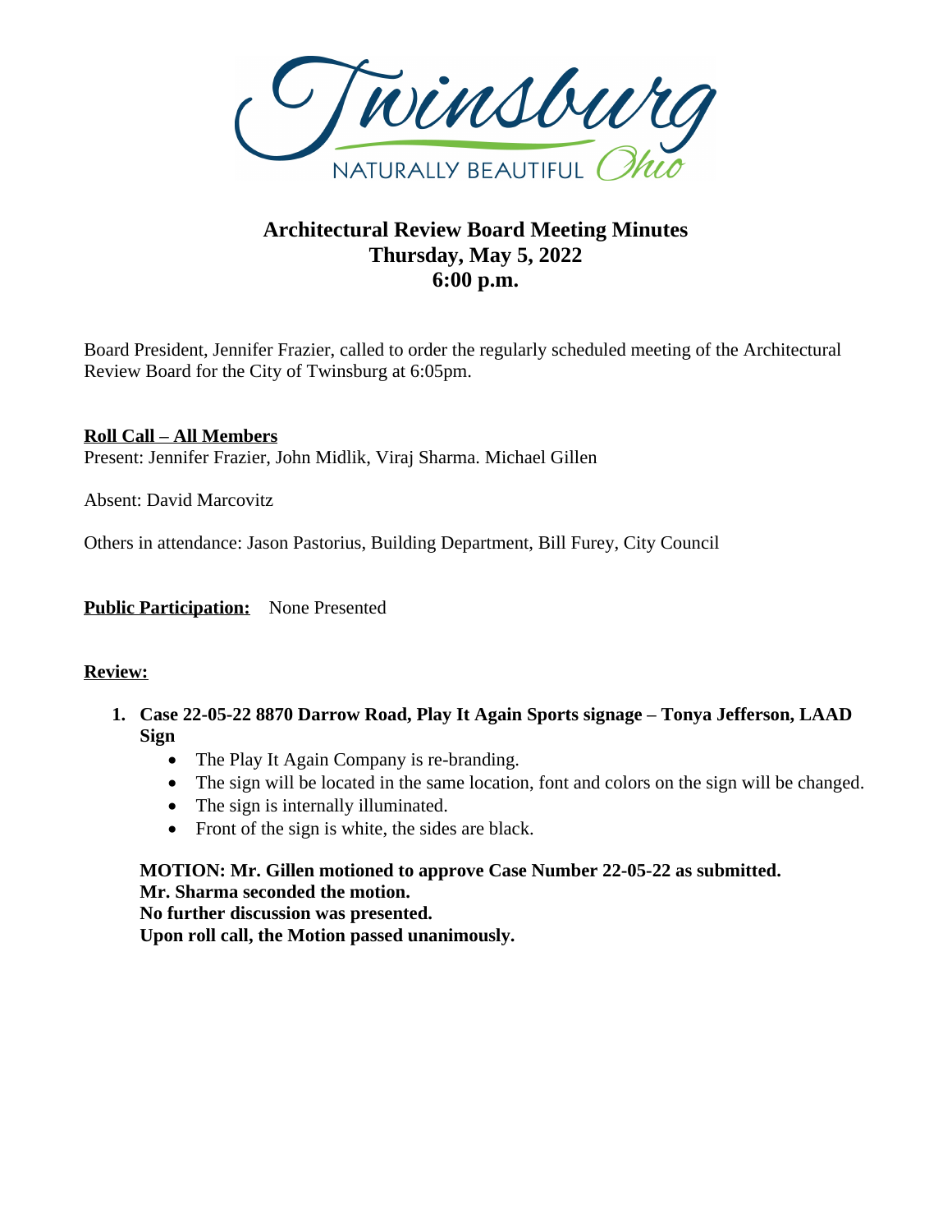Twinsburg

NATURALLY BEAUTIFUL Ohio

# Architectural Review Board Meeting Minutes
## Thursday, May 5, 2022
## 6:00 p.m.

Board President, Jennifer Frazier, called to order the regularly scheduled meeting of the Architectural Review Board for the City of Twinsburg at 6:05pm.

**Roll Call – All Members**

Present: Jennifer Frazier, John Midlik, Viraj Sharma. Michael Gillen

Absent: David Marcovitz

Others in attendance: Jason Pastorius, Building Department, Bill Furey, City Council

**Public Participation:** None Presented

**Review:**

1. **Case 22-05-22 8870 Darrow Road, Play It Again Sports signage – Tonya Jefferson, LAAD Sign**
   - The Play It Again Company is re-branding.
   - The sign will be located in the same location, font and colors on the sign will be changed.
   - The sign is internally illuminated.
   - Front of the sign is white, the sides are black.

   **MOTION: Mr. Gillen motioned to approve Case Number 22-05-22 as submitted.**
   **Mr. Sharma seconded the motion.**
   **No further discussion was presented.**
   **Upon roll call, the Motion passed unanimously.**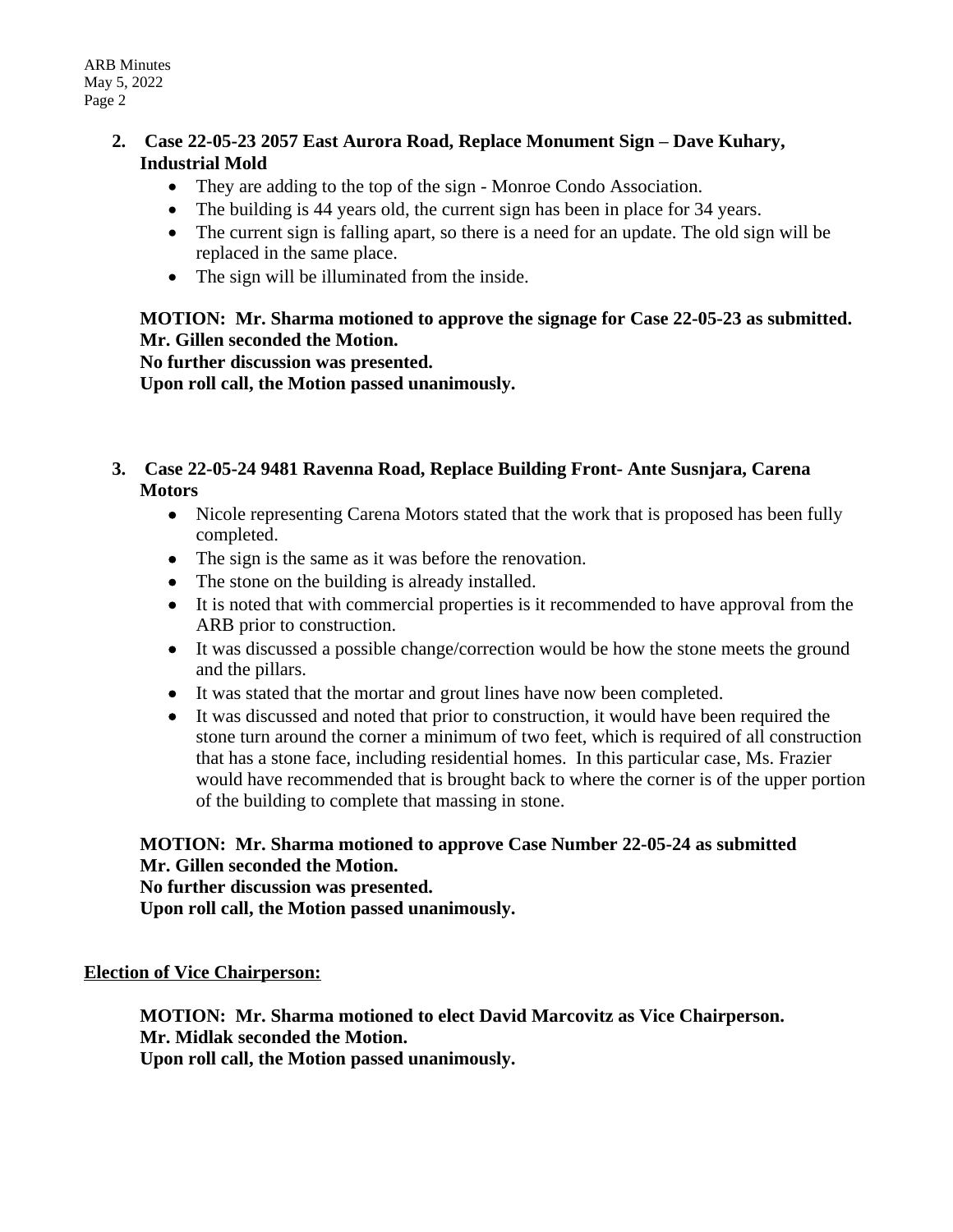2. **Case 22-05-23 2057 East Aurora Road, Replace Monument Sign – Dave Kuhary, Industrial Mold**
   - They are adding to the top of the sign - Monroe Condo Association.
   - The building is 44 years old, the current sign has been in place for 34 years.
   - The current sign is falling apart, so there is a need for an update. The old sign will be replaced in the same place.
   - The sign will be illuminated from the inside.

   **MOTION: Mr. Sharma motioned to approve the signage for Case 22-05-23 as submitted.**
   **Mr. Gillen seconded the Motion.**
   **No further discussion was presented.**
   **Upon roll call, the Motion passed unanimously.**

3. **Case 22-05-24 9481 Ravenna Road, Replace Building Front- Ante Susnjara, Carena Motors**
   - Nicole representing Carena Motors stated that the work that is proposed has been fully completed.
   - The sign is the same as it was before the renovation.
   - The stone on the building is already installed.
   - It is noted that with commercial properties is it recommended to have approval from the ARB prior to construction.
   - It was discussed a possible change/correction would be how the stone meets the ground and the pillars.
   - It was stated that the mortar and grout lines have now been completed.
   - It was discussed and noted that prior to construction, it would have been required the stone turn around the corner a minimum of two feet, which is required of all construction that has a stone face, including residential homes. In this particular case, Ms. Frazier would have recommended that is brought back to where the corner is of the upper portion of the building to complete that massing in stone.

   **MOTION: Mr. Sharma motioned to approve Case Number 22-05-24 as submitted**
   **Mr. Gillen seconded the Motion.**
   **No further discussion was presented.**
   **Upon roll call, the Motion passed unanimously.**

**<u>Election of Vice Chairperson:</u>**

**MOTION: Mr. Sharma motioned to elect David Marcovitz as Vice Chairperson.**
**Mr. Midlak seconded the Motion.**
**Upon roll call, the Motion passed unanimously.**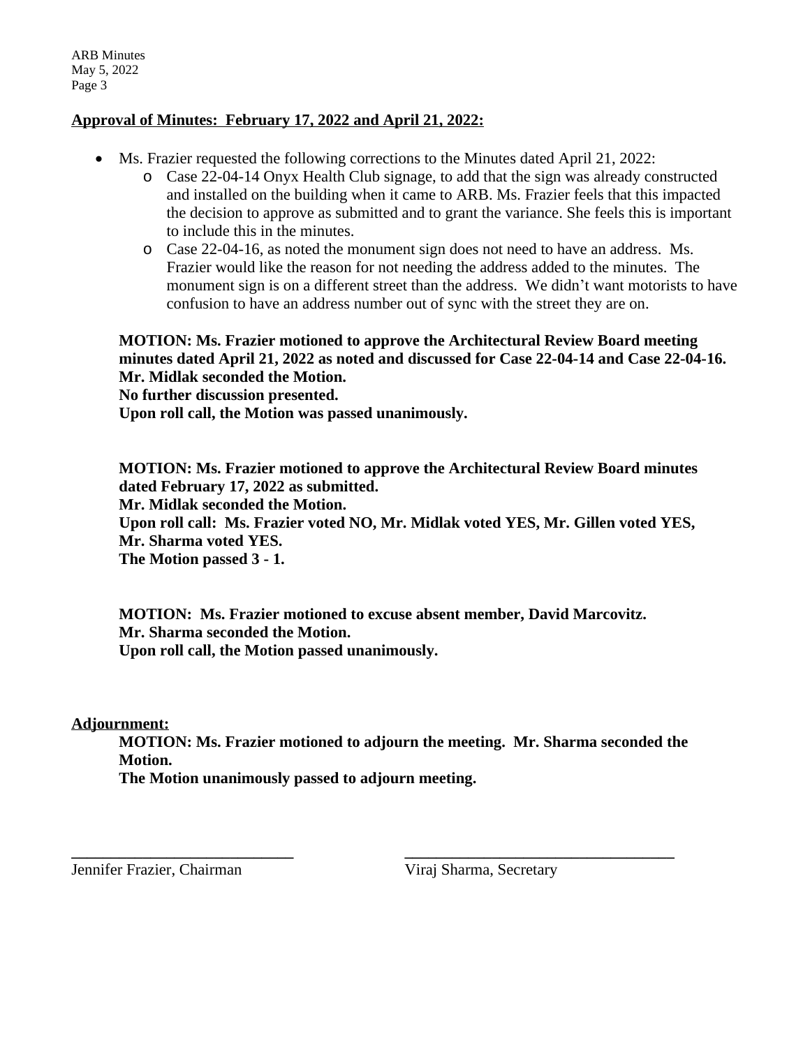**Approval of Minutes: February 17, 2022 and April 21, 2022:**

- Ms. Frazier requested the following corrections to the Minutes dated April 21, 2022:
  - Case 22-04-14 Onyx Health Club signage, to add that the sign was already constructed and installed on the building when it came to ARB. Ms. Frazier feels that this impacted the decision to approve as submitted and to grant the variance. She feels this is important to include this in the minutes.
  - Case 22-04-16, as noted the monument sign does not need to have an address. Ms. Frazier would like the reason for not needing the address added to the minutes. The monument sign is on a different street than the address. We didn't want motorists to have confusion to have an address number out of sync with the street they are on.

**MOTION: Ms. Frazier motioned to approve the Architectural Review Board meeting minutes dated April 21, 2022 as noted and discussed for Case 22-04-14 and Case 22-04-16.**
**Mr. Midlak seconded the Motion.**
**No further discussion presented.**
**Upon roll call, the Motion was passed unanimously.**

**MOTION: Ms. Frazier motioned to approve the Architectural Review Board minutes dated February 17, 2022 as submitted.**
**Mr. Midlak seconded the Motion.**
**Upon roll call: Ms. Frazier voted NO, Mr. Midlak voted YES, Mr. Gillen voted YES, Mr. Sharma voted YES.**
**The Motion passed 3 - 1.**

**MOTION: Ms. Frazier motioned to excuse absent member, David Marcovitz.**
**Mr. Sharma seconded the Motion.**
**Upon roll call, the Motion passed unanimously.**

**Adjournment:**

**MOTION: Ms. Frazier motioned to adjourn the meeting. Mr. Sharma seconded the Motion.**
**The Motion unanimously passed to adjourn meeting.**

\_\_\_\_\_\_\_\_\_\_\_\_\_\_\_\_\_\_\_\_\_\_\_\_\_\_\_\_ \_\_\_\_\_\_\_\_\_\_\_\_\_\_\_\_\_\_\_\_\_\_\_\_\_\_\_\_\_\_\_\_\_\_

Jennifer Frazier, Chairman Viraj Sharma, Secretary